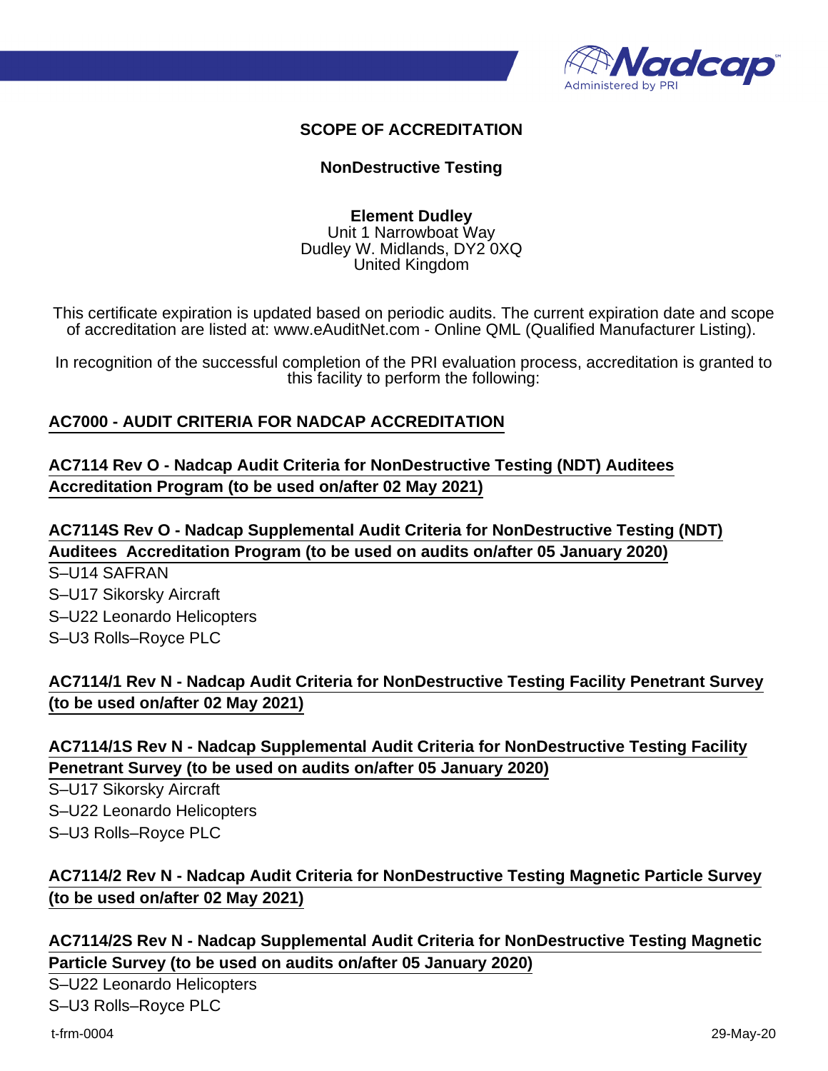# SCOPE OF ACCREDITATION

## NonDestructive Testing

**Element Dudley**
Unit 1 Narrowboat Way
Dudley W. Midlands, DY2 0XQ
United Kingdom

This certificate expiration is updated based on periodic audits. The current expiration date and scope of accreditation are listed at: www.eAuditNet.com - Online QML (Qualified Manufacturer Listing).

In recognition of the successful completion of the PRI evaluation process, accreditation is granted to this facility to perform the following:

### AC7000 - AUDIT CRITERIA FOR NADCAP ACCREDITATION

### AC7114 Rev O - Nadcap Audit Criteria for NonDestructive Testing (NDT) Auditees Accreditation Program (to be used on/after 02 May 2021)

### AC7114S Rev O - Nadcap Supplemental Audit Criteria for NonDestructive Testing (NDT) Auditees Accreditation Program (to be used on audits on/after 05 January 2020)

S–U14 SAFRAN
S–U17 Sikorsky Aircraft
S–U22 Leonardo Helicopters
S–U3 Rolls–Royce PLC

### AC7114/1 Rev N - Nadcap Audit Criteria for NonDestructive Testing Facility Penetrant Survey (to be used on/after 02 May 2021)

### AC7114/1S Rev N - Nadcap Supplemental Audit Criteria for NonDestructive Testing Facility Penetrant Survey (to be used on audits on/after 05 January 2020)

S–U17 Sikorsky Aircraft
S–U22 Leonardo Helicopters
S–U3 Rolls–Royce PLC

### AC7114/2 Rev N - Nadcap Audit Criteria for NonDestructive Testing Magnetic Particle Survey (to be used on/after 02 May 2021)

### AC7114/2S Rev N - Nadcap Supplemental Audit Criteria for NonDestructive Testing Magnetic Particle Survey (to be used on audits on/after 05 January 2020)

S–U22 Leonardo Helicopters
S–U3 Rolls–Royce PLC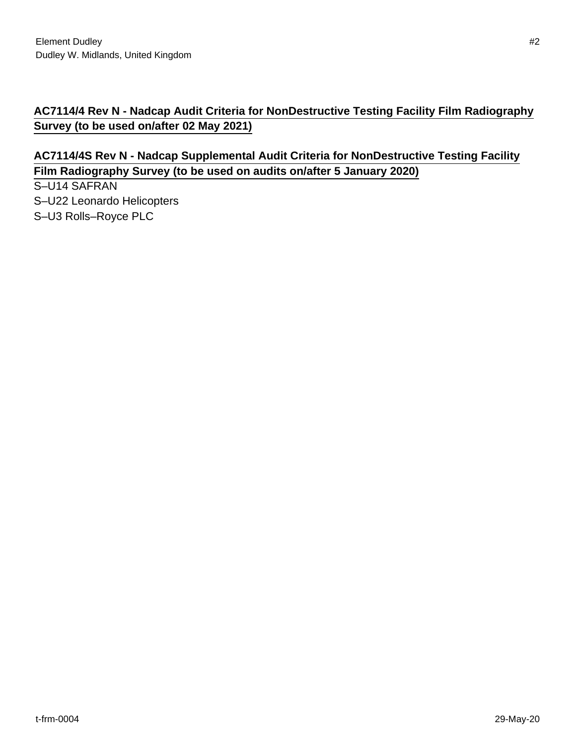**AC7114/4 Rev N - Nadcap Audit Criteria for NonDestructive Testing Facility Film Radiography Survey (to be used on/after 02 May 2021)**

**AC7114/4S Rev N - Nadcap Supplemental Audit Criteria for NonDestructive Testing Facility Film Radiography Survey (to be used on audits on/after 5 January 2020)**

S–U14 SAFRAN

S–U22 Leonardo Helicopters

S–U3 Rolls–Royce PLC